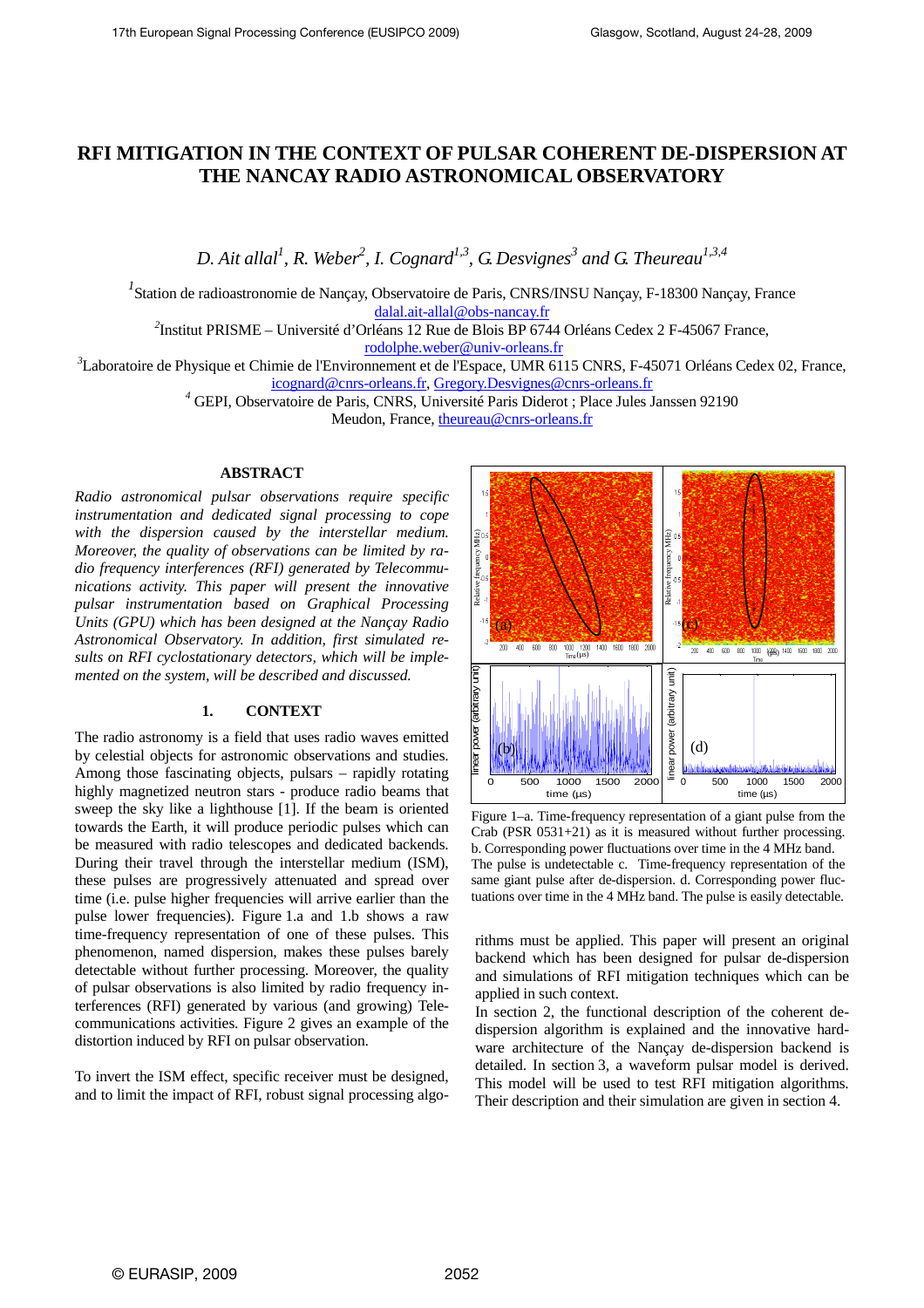# RFI MITIGATION IN THE CONTEXT OF PULSAR COHERENT DE-DISPERSION AT THE NANCAY RADIO ASTRONOMICAL OBSERVATORY

*D. Ait allal[1], R. Weber[2], I. Cognard[1,3], G. Desvignes[3] and G. Theureau[1,3,4]*

[1]Station de radioastronomie de Nançay, Observatoire de Paris, CNRS/INSU Nançay, F-18300 Nançay, France
dalal.ait-allal@obs-nancay.fr

[2]Institut PRISME – Université d'Orléans 12 Rue de Blois BP 6744 Orléans Cedex 2 F-45067 France,
rodolphe.weber@univ-orleans.fr

[3]Laboratoire de Physique et Chimie de l'Environnement et de l'Espace, UMR 6115 CNRS, F-45071 Orléans Cedex 02, France,
icognard@cnrs-orleans.fr, Gregory.Desvignes@cnrs-orleans.fr

[4] GEPI, Observatoire de Paris, CNRS, Université Paris Diderot ; Place Jules Janssen 92190
Meudon, France, theureau@cnrs-orleans.fr

## ABSTRACT

*Radio astronomical pulsar observations require specific instrumentation and dedicated signal processing to cope with the dispersion caused by the interstellar medium. Moreover, the quality of observations can be limited by radio frequency interferences (RFI) generated by Telecommunications activity. This paper will present the innovative pulsar instrumentation based on Graphical Processing Units (GPU) which has been designed at the Nançay Radio Astronomical Observatory. In addition, first simulated results on RFI cyclostationary detectors, which will be implemented on the system, will be described and discussed.*

## 1. CONTEXT

The radio astronomy is a field that uses radio waves emitted by celestial objects for astronomic observations and studies. Among those fascinating objects, pulsars – rapidly rotating highly magnetized neutron stars - produce radio beams that sweep the sky like a lighthouse [1]. If the beam is oriented towards the Earth, it will produce periodic pulses which can be measured with radio telescopes and dedicated backends. During their travel through the interstellar medium (ISM), these pulses are progressively attenuated and spread over time (i.e. pulse higher frequencies will arrive earlier than the pulse lower frequencies). Figure 1.a and 1.b shows a raw time-frequency representation of one of these pulses. This phenomenon, named dispersion, makes these pulses barely detectable without further processing. Moreover, the quality of pulsar observations is also limited by radio frequency interferences (RFI) generated by various (and growing) Telecommunications activities. Figure 2 gives an example of the distortion induced by RFI on pulsar observation.

To invert the ISM effect, specific receiver must be designed, and to limit the impact of RFI, robust signal processing algorithms must be applied. This paper will present an original backend which has been designed for pulsar de-dispersion and simulations of RFI mitigation techniques which can be applied in such context.

Figure 1–a. Time-frequency representation of a giant pulse from the Crab (PSR 0531+21) as it is measured without further processing. b. Corresponding power fluctuations over time in the 4 MHz band. The pulse is undetectable c. Time-frequency representation of the same giant pulse after de-dispersion. d. Corresponding power fluctuations over time in the 4 MHz band. The pulse is easily detectable.

In section 2, the functional description of the coherent de-dispersion algorithm is explained and the innovative hardware architecture of the Nançay de-dispersion backend is detailed. In section 3, a waveform pulsar model is derived. This model will be used to test RFI mitigation algorithms. Their description and their simulation are given in section 4.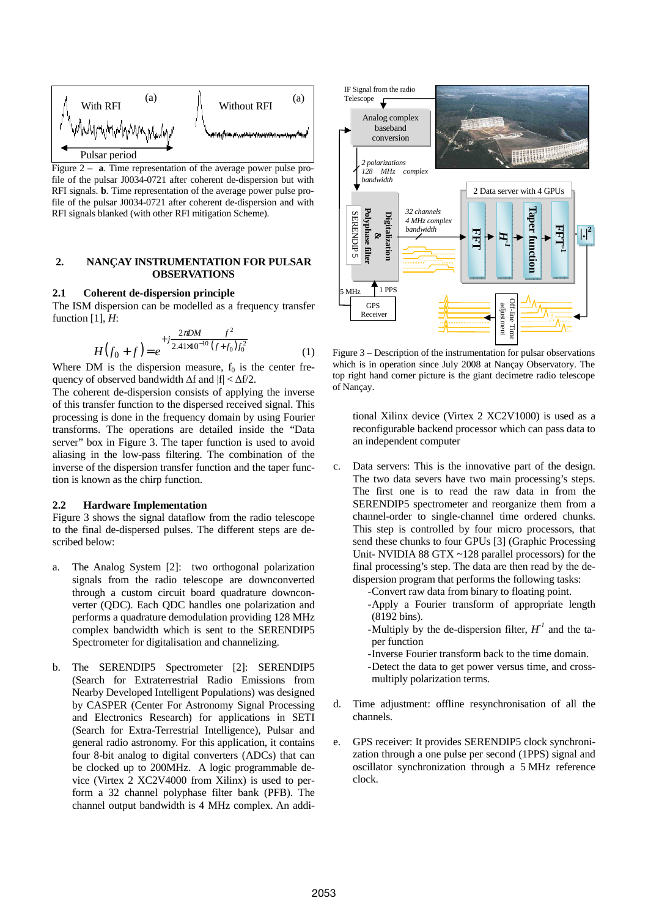Figure 2 – **a**. Time representation of the average power pulse profile of the pulsar J0034-0721 after coherent de-dispersion but with RFI signals. **b**. Time representation of the average power pulse profile of the pulsar J0034-0721 after coherent de-dispersion and with RFI signals blanked (with other RFI mitigation Scheme).

## 2. NANÇAY INSTRUMENTATION FOR PULSAR OBSERVATIONS

### 2.1 Coherent de-dispersion principle

The ISM dispersion can be modelled as a frequency transfer function [1], *H*:

$$H\left(f_0+f\right)=e^{+j\frac{2\pi DM}{2.41\times10^{-10}}\frac{f^2}{\left(f+f_0\right)f_0^2}} \quad (1)$$

Where DM is the dispersion measure, $f_0$ is the center frequency of observed bandwidth $\Delta f$ and $|f| < \Delta f/2$.

The coherent de-dispersion consists of applying the inverse of this transfer function to the dispersed received signal. This processing is done in the frequency domain by using Fourier transforms. The operations are detailed inside the "Data server" box in Figure 3. The taper function is used to avoid aliasing in the low-pass filtering. The combination of the inverse of the dispersion transfer function and the taper function is known as the chirp function.

### 2.2 Hardware Implementation

Figure 3 shows the signal dataflow from the radio telescope to the final de-dispersed pulses. The different steps are described below:

a. The Analog System [2]: two orthogonal polarization signals from the radio telescope are downconverted through a custom circuit board quadrature downconverter (QDC). Each QDC handles one polarization and performs a quadrature demodulation providing 128 MHz complex bandwidth which is sent to the SERENDIP5 Spectrometer for digitalisation and channelizing.

b. The SERENDIP5 Spectrometer [2]: SERENDIP5 (Search for Extraterrestrial Radio Emissions from Nearby Developed Intelligent Populations) was designed by CASPER (Center For Astronomy Signal Processing and Electronics Research) for applications in SETI (Search for Extra-Terrestrial Intelligence), Pulsar and general radio astronomy. For this application, it contains four 8-bit analog to digital converters (ADCs) that can be clocked up to 200MHz. A logic programmable device (Virtex 2 XC2V4000 from Xilinx) is used to perform a 32 channel polyphase filter bank (PFB). The channel output bandwidth is 4 MHz complex. An additional Xilinx device (Virtex 2 XC2V1000) is used as a reconfigurable backend processor which can pass data to an independent computer

c. Data servers: This is the innovative part of the design. The two data severs have two main processing's steps. The first one is to read the raw data in from the SERENDIP5 spectrometer and reorganize them from a channel-order to single-channel time ordered chunks. This step is controlled by four micro processors, that send these chunks to four GPUs [3] (Graphic Processing Unit- NVIDIA 88 GTX ~128 parallel processors) for the final processing's step. The data are then read by the de-dispersion program that performs the following tasks:
   - Convert raw data from binary to floating point.
   - Apply a Fourier transform of appropriate length (8192 bins).
   - Multiply by the de-dispersion filter, $H^{-1}$ and the taper function
   - Inverse Fourier transform back to the time domain.
   - Detect the data to get power versus time, and cross-multiply polarization terms.

d. Time adjustment: offline resynchronisation of all the channels.

e. GPS receiver: It provides SERENDIP5 clock synchronization through a one pulse per second (1PPS) signal and oscillator synchronization through a 5 MHz reference clock.

Figure 3 – Description of the instrumentation for pulsar observations which is in operation since July 2008 at Nançay Observatory. The top right hand corner picture is the giant decimetre radio telescope of Nançay.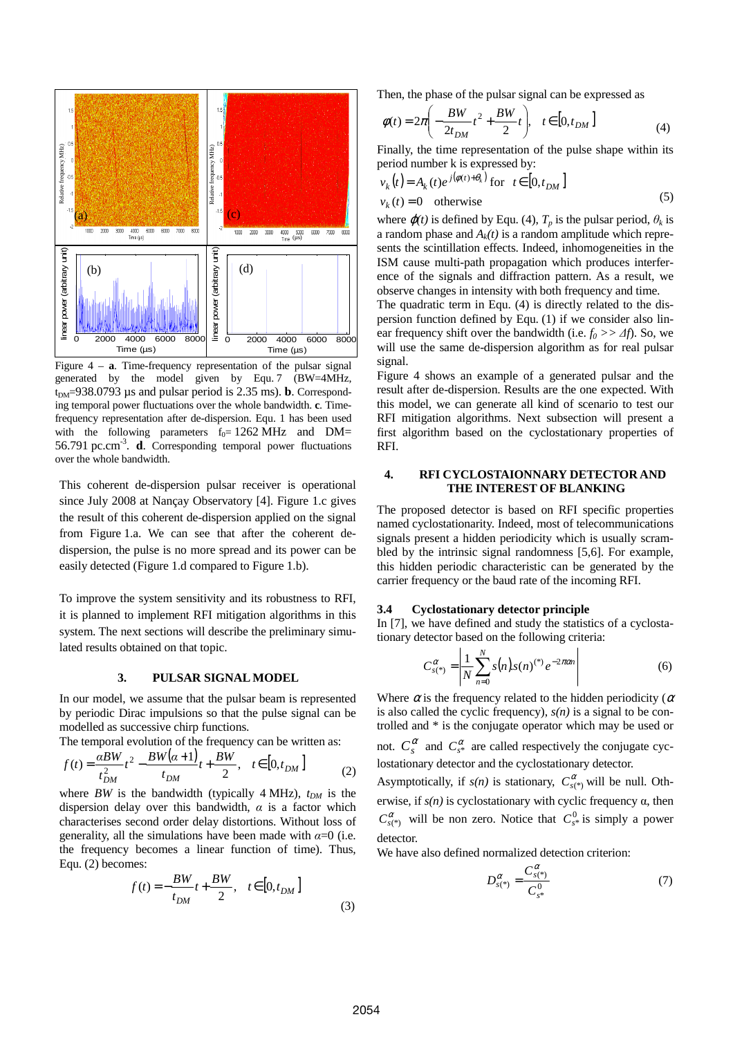Figure 4 – **a**. Time-frequency representation of the pulsar signal generated by the model given by Equ. 7 (BW=4MHz, $t_{DM}$=938.0793 µs and pulsar period is 2.35 ms). **b**. Corresponding temporal power fluctuations over the whole bandwidth. **c**. Time-frequency representation after de-dispersion. Equ. 1 has been used with the following parameters $f_0$= 1262 MHz and DM= 56.791 pc.cm$^{-3}$. **d**. Corresponding temporal power fluctuations over the whole bandwidth.

This coherent de-dispersion pulsar receiver is operational since July 2008 at Nançay Observatory [4]. Figure 1.c gives the result of this coherent de-dispersion applied on the signal from Figure 1.a. We can see that after the coherent de-dispersion, the pulse is no more spread and its power can be easily detected (Figure 1.d compared to Figure 1.b).

To improve the system sensitivity and its robustness to RFI, it is planned to implement RFI mitigation algorithms in this system. The next sections will describe the preliminary simulated results obtained on that topic.

## 3. PULSAR SIGNAL MODEL

In our model, we assume that the pulsar beam is represented by periodic Dirac impulsions so that the pulse signal can be modelled as successive chirp functions.

The temporal evolution of the frequency can be written as:

$$f(t) = \frac{\alpha BW}{t_{DM}^2}t^2 - \frac{BW(\alpha+1)}{t_{DM}}t + \frac{BW}{2}, \quad t \in [0, t_{DM}] \tag{2}$$

where $BW$ is the bandwidth (typically 4 MHz), $t_{DM}$ is the dispersion delay over this bandwidth, $\alpha$ is a factor which characterises second order delay distortions. Without loss of generality, all the simulations have been made with $\alpha$=0 (i.e. the frequency becomes a linear function of time). Thus, Equ. (2) becomes:

$$f(t) = -\frac{BW}{t_{DM}}t + \frac{BW}{2}, \quad t \in [0, t_{DM}] \tag{3}$$

Then, the phase of the pulsar signal can be expressed as

$$\varphi(t) = 2\pi\left(-\frac{BW}{2t_{DM}}t^2 + \frac{BW}{2}t\right), \quad t \in [0, t_{DM}] \tag{4}$$

Finally, the time representation of the pulse shape within its period number k is expressed by:

$$v_k(t) = A_k(t)e^{j(\varphi(t)+\theta_k)} \text{ for } t \in [0, t_{DM}]$$
$$v_k(t) = 0 \quad \text{otherwise} \tag{5}$$

where $\varphi(t)$ is defined by Equ. (4), $T_p$ is the pulsar period, $\theta_k$ is a random phase and $A_k(t)$ is a random amplitude which represents the scintillation effects. Indeed, inhomogeneities in the ISM cause multi-path propagation which produces interference of the signals and diffraction pattern. As a result, we observe changes in intensity with both frequency and time.

The quadratic term in Equ. (4) is directly related to the dispersion function defined by Equ. (1) if we consider also linear frequency shift over the bandwidth (i.e. $f_0 >> \Delta f$). So, we will use the same de-dispersion algorithm as for real pulsar signal.

Figure 4 shows an example of a generated pulsar and the result after de-dispersion. Results are the one expected. With this model, we can generate all kind of scenario to test our RFI mitigation algorithms. Next subsection will present a first algorithm based on the cyclostationary properties of RFI.

## 4. RFI CYCLOSTAIONNARY DETECTOR AND THE INTEREST OF BLANKING

The proposed detector is based on RFI specific properties named cyclostationarity. Indeed, most of telecommunications signals present a hidden periodicity which is usually scrambled by the intrinsic signal randomness [5,6]. For example, this hidden periodic characteristic can be generated by the carrier frequency or the baud rate of the incoming RFI.

### 3.4 Cyclostationary detector principle

In [7], we have defined and study the statistics of a cyclostationary detector based on the following criteria:

$$C_{s(*)}^{\alpha} = \left| \frac{1}{N}\sum_{n=0}^{N} s(n).s(n)^{(*)}e^{-2\pi\alpha n} \right| \tag{6}$$

Where $\alpha$ is the frequency related to the hidden periodicity ($\alpha$ is also called the cyclic frequency), *s(n)* is a signal to be controlled and * is the conjugate operator which may be used or not. $C_s^{\alpha}$ and $C_{s^*}^{\alpha}$ are called respectively the conjugate cyclostationary detector and the cyclostationary detector.

Asymptotically, if *s(n)* is stationary, $C_{s(*)}^{\alpha}$ will be null. Otherwise, if *s(n)* is cyclostationary with cyclic frequency α, then $C_{s(*)}^{\alpha}$ will be non zero. Notice that $C_{s^*}^{0}$ is simply a power detector.

We have also defined normalized detection criterion:

$$D_{s(*)}^{\alpha} = \frac{C_{s(*)}^{\alpha}}{C_{s^*}^{0}} \tag{7}$$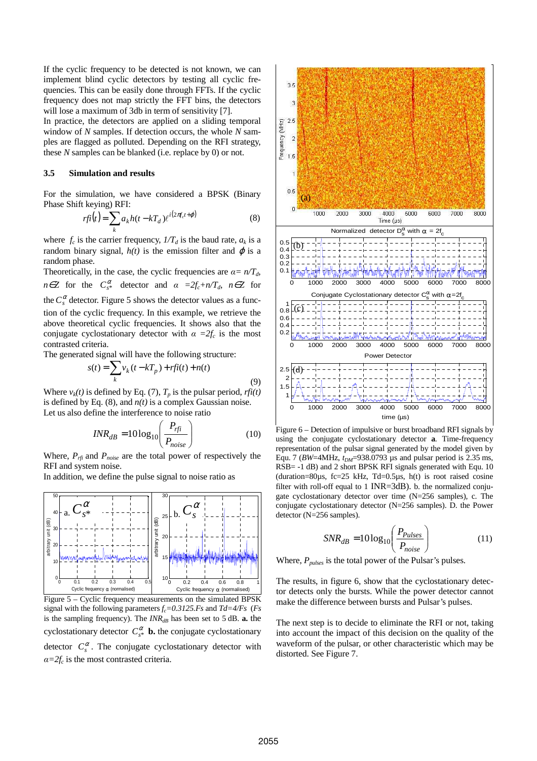If the cyclic frequency to be detected is not known, we can implement blind cyclic detectors by testing all cyclic frequencies. This can be easily done through FFTs. If the cyclic frequency does not map strictly the FFT bins, the detectors will lose a maximum of 3db in term of sensitivity [7].

In practice, the detectors are applied on a sliding temporal window of $N$ samples. If detection occurs, the whole $N$ samples are flagged as polluted. Depending on the RFI strategy, these $N$ samples can be blanked (i.e. replace by 0) or not.

### 3.5 Simulation and results

For the simulation, we have considered a BPSK (Binary Phase Shift keying) RFI:

$$rfi(t) = \sum_k a_k h(t - kT_d) e^{j(2\pi f_c t + \phi)} \quad (8)$$

where $f_c$ is the carrier frequency, $1/T_d$ is the baud rate, $a_k$ is a random binary signal, $h(t)$ is the emission filter and $\phi$ is a random phase.

Theoretically, in the case, the cyclic frequencies are $\alpha = n/T_d$, $n \in Z$ for the $C_{s^*}^{\alpha}$ detector and $\alpha = 2f_c + n/T_d$, $n \in Z$ for the $C_s^{\alpha}$ detector. Figure 5 shows the detector values as a function of the cyclic frequency. In this example, we retrieve the above theoretical cyclic frequencies. It shows also that the conjugate cyclostationary detector with $\alpha = 2f_c$ is the most contrasted criteria.

The generated signal will have the following structure:

$$s(t) = \sum_k v_k(t - kT_p) + rfi(t) + n(t) \quad (9)$$

Where $v_k(t)$ is defined by Eq. (7), $T_p$ is the pulsar period, $rfi(t)$ is defined by Eq. (8), and $n(t)$ is a complex Gaussian noise.

Let us also define the interference to noise ratio

$$INR_{dB} = 10\log_{10}\left(\frac{P_{rfi}}{P_{noise}}\right) \quad (10)$$

Where, $P_{rfi}$ and $P_{noise}$ are the total power of respectively the RFI and system noise.

In addition, we define the pulse signal to noise ratio as

Figure 5 – Cyclic frequency measurements on the simulated BPSK signal with the following parameters $f_c = 0.3125.Fs$ and $Td = 4/Fs$ ($Fs$ is the sampling frequency). The $INR_{dB}$ has been set to 5 dB. **a.** the cyclostationary detector $C_{s^*}^{\alpha}$ **b.** the conjugate cyclostationary detector $C_s^{\alpha}$. The conjugate cyclostationary detector with $\alpha = 2f_c$ is the most contrasted criteria.

Figure 6 – Detection of impulsive or short broadband RFI signals by using the conjugate cyclostationary detector **a**. Time-frequency representation of the pulsar signal generated by the model given by Equ. 7 ($BW$=4MHz, $t_{DM}$=938.0793 µs and pulsar period is 2.35 ms, RSB= -1 dB) and 2 short BPSK RFI signals generated with Equ. 10 (duration=80µs, fc=25 kHz, Td=0.5µs, h(t) is root raised cosine filter with roll-off equal to 1 INR=3dB). b. the normalized conjugate cyclostationary detector over time (N=256 samples), c. The conjugate cyclostationary detector (N=256 samples). D. the Power detector (N=256 samples).

$$SNR_{dB} = 10\log_{10}\left(\frac{P_{Pulses}}{P_{noise}}\right) \quad (11)$$

Where, $P_{pulses}$ is the total power of the Pulsar's pulses.

The results, in figure 6, show that the cyclostationary detector detects only the bursts. While the power detector cannot make the difference between bursts and Pulsar's pulses.

The next step is to decide to eliminate the RFI or not, taking into account the impact of this decision on the quality of the waveform of the pulsar, or other characteristic which may be distorted. See Figure 7.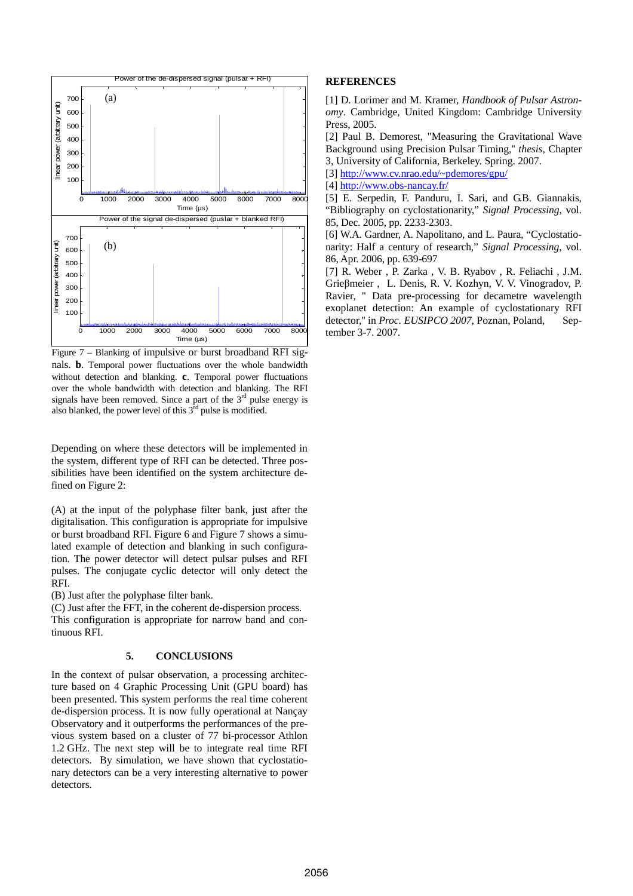Power of the de-dispersed signal (pulsar + RFI)

(a)

linear power (arbitrary unit)

700
600
500
400
300
200
100

0 1000 2000 3000 4000 5000 6000 7000 8000

Time (µs)

Power of the signal de-dispersed (puslar + blanked RFI)

(b)

linear power (arbitrary unit)

700
600
500
400
300
200
100

0 1000 2000 3000 4000 5000 6000 7000 8000

Time (µs)

Figure 7 – Blanking of impulsive or burst broadband RFI signals. **b**. Temporal power fluctuations over the whole bandwidth without detection and blanking. **c**. Temporal power fluctuations over the whole bandwidth with detection and blanking. The RFI signals have been removed. Since a part of the 3rd pulse energy is also blanked, the power level of this 3rd pulse is modified.

Depending on where these detectors will be implemented in the system, different type of RFI can be detected. Three possibilities have been identified on the system architecture defined on Figure 2:

(A) at the input of the polyphase filter bank, just after the digitalisation. This configuration is appropriate for impulsive or burst broadband RFI. Figure 6 and Figure 7 shows a simulated example of detection and blanking in such configuration. The power detector will detect pulsar pulses and RFI pulses. The conjugate cyclic detector will only detect the RFI.

(B) Just after the polyphase filter bank.

(C) Just after the FFT, in the coherent de-dispersion process.

This configuration is appropriate for narrow band and continuous RFI.

## 5. CONCLUSIONS

In the context of pulsar observation, a processing architecture based on 4 Graphic Processing Unit (GPU board) has been presented. This system performs the real time coherent de-dispersion process. It is now fully operational at Nançay Observatory and it outperforms the performances of the previous system based on a cluster of 77 bi-processor Athlon 1.2 GHz. The next step will be to integrate real time RFI detectors. By simulation, we have shown that cyclostationary detectors can be a very interesting alternative to power detectors.

## REFERENCES

[1] D. Lorimer and M. Kramer, *Handbook of Pulsar Astronomy*. Cambridge, United Kingdom: Cambridge University Press, 2005.

[2] Paul B. Demorest, "Measuring the Gravitational Wave Background using Precision Pulsar Timing," *thesis*, Chapter 3, University of California, Berkeley. Spring. 2007.

[3] http://www.cv.nrao.edu/~pdemores/gpu/

[4] http://www.obs-nancay.fr/

[5] E. Serpedin, F. Panduru, I. Sari, and G.B. Giannakis, "Bibliography on cyclostationarity," *Signal Processing*, vol. 85, Dec. 2005, pp. 2233-2303.

[6] W.A. Gardner, A. Napolitano, and L. Paura, "Cyclostationarity: Half a century of research," *Signal Processing*, vol. 86, Apr. 2006, pp. 639-697

[7] R. Weber , P. Zarka , V. B. Ryabov , R. Feliachi , J.M. Grieβmeier , L. Denis, R. V. Kozhyn, V. V. Vinogradov, P. Ravier, " Data pre-processing for decametre wavelength exoplanet detection: An example of cyclostationary RFI detector," in *Proc. EUSIPCO 2007*, Poznan, Poland, September 3-7. 2007.